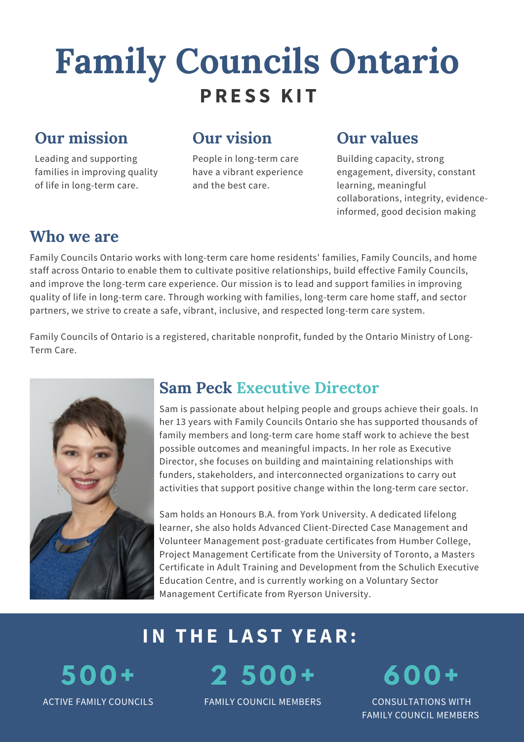# Family Councils Ontario

## PRESS KIT

## Our mission

Leading and supporting families in improving quality of life in long-term care.

## Our vision

People in long-term care have a vibrant experience and the best care.

## Our values

Building capacity, strong engagement, diversity, constant learning, meaningful collaborations, integrity, evidence-informed, good decision making

## Who we are

Family Councils Ontario works with long-term care home residents' families, Family Councils, and home staff across Ontario to enable them to cultivate positive relationships, build effective Family Councils, and improve the long-term care experience. Our mission is to lead and support families in improving quality of life in long-term care. Through working with families, long-term care home staff, and sector partners, we strive to create a safe, vibrant, inclusive, and respected long-term care system.

Family Councils of Ontario is a registered, charitable nonprofit, funded by the Ontario Ministry of Long-Term Care.

## Sam Peck Executive Director

Sam is passionate about helping people and groups achieve their goals. In her 13 years with Family Councils Ontario she has supported thousands of family members and long-term care home staff work to achieve the best possible outcomes and meaningful impacts. In her role as Executive Director, she focuses on building and maintaining relationships with funders, stakeholders, and interconnected organizations to carry out activities that support positive change within the long-term care sector.

Sam holds an Honours B.A. from York University. A dedicated lifelong learner, she also holds Advanced Client-Directed Case Management and Volunteer Management post-graduate certificates from Humber College, Project Management Certificate from the University of Toronto, a Masters Certificate in Adult Training and Development from the Schulich Executive Education Centre, and is currently working on a Voluntary Sector Management Certificate from Ryerson University.

## IN THE LAST YEAR:

**500+**
ACTIVE FAMILY COUNCILS

**2 500+**
FAMILY COUNCIL MEMBERS

**600+**
CONSULTATIONS WITH FAMILY COUNCIL MEMBERS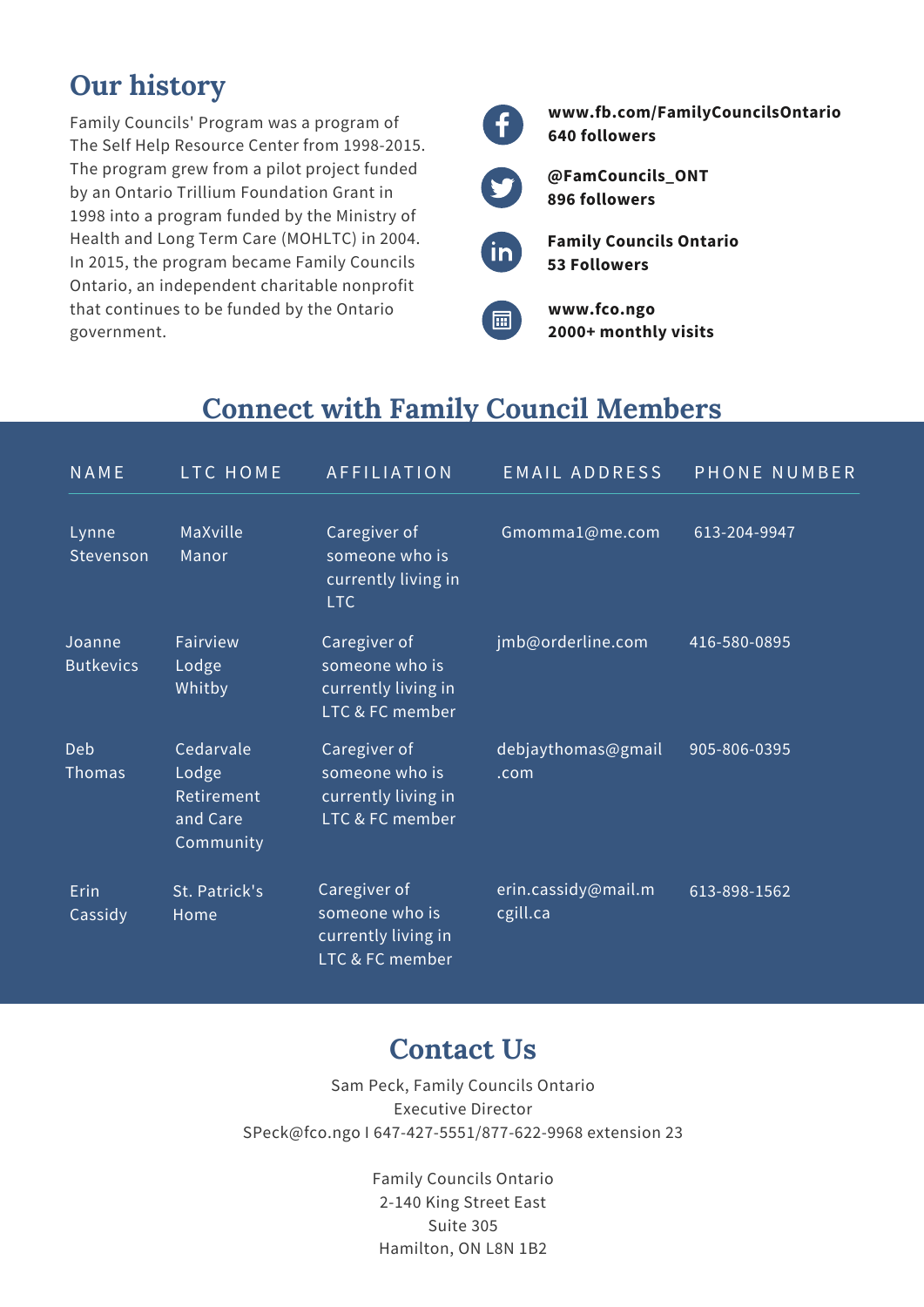## Our history

Family Councils' Program was a program of The Self Help Resource Center from 1998-2015. The program grew from a pilot project funded by an Ontario Trillium Foundation Grant in 1998 into a program funded by the Ministry of Health and Long Term Care (MOHLTC) in 2004. In 2015, the program became Family Councils Ontario, an independent charitable nonprofit that continues to be funded by the Ontario government.

**www.fb.com/FamilyCouncilsOntario**
**640 followers**

**@FamCouncils_ONT**
**896 followers**

**Family Councils Ontario**
**53 Followers**

**www.fco.ngo**
**2000+ monthly visits**

## Connect with Family Council Members

| NAME | LTC HOME | AFFILIATION | EMAIL ADDRESS | PHONE NUMBER |
|---|---|---|---|---|
| Lynne Stevenson | MaXville Manor | Caregiver of someone who is currently living in LTC | Gmomma1@me.com | 613-204-9947 |
| Joanne Butkevics | Fairview Lodge Whitby | Caregiver of someone who is currently living in LTC & FC member | jmb@orderline.com | 416-580-0895 |
| Deb Thomas | Cedarvale Lodge Retirement and Care Community | Caregiver of someone who is currently living in LTC & FC member | debjaythomas@gmail.com | 905-806-0395 |
| Erin Cassidy | St. Patrick's Home | Caregiver of someone who is currently living in LTC & FC member | erin.cassidy@mail.mcgill.ca | 613-898-1562 |

## Contact Us

Sam Peck, Family Councils Ontario
Executive Director
SPeck@fco.ngo I 647-427-5551/877-622-9968 extension 23

Family Councils Ontario
2-140 King Street East
Suite 305
Hamilton, ON L8N 1B2